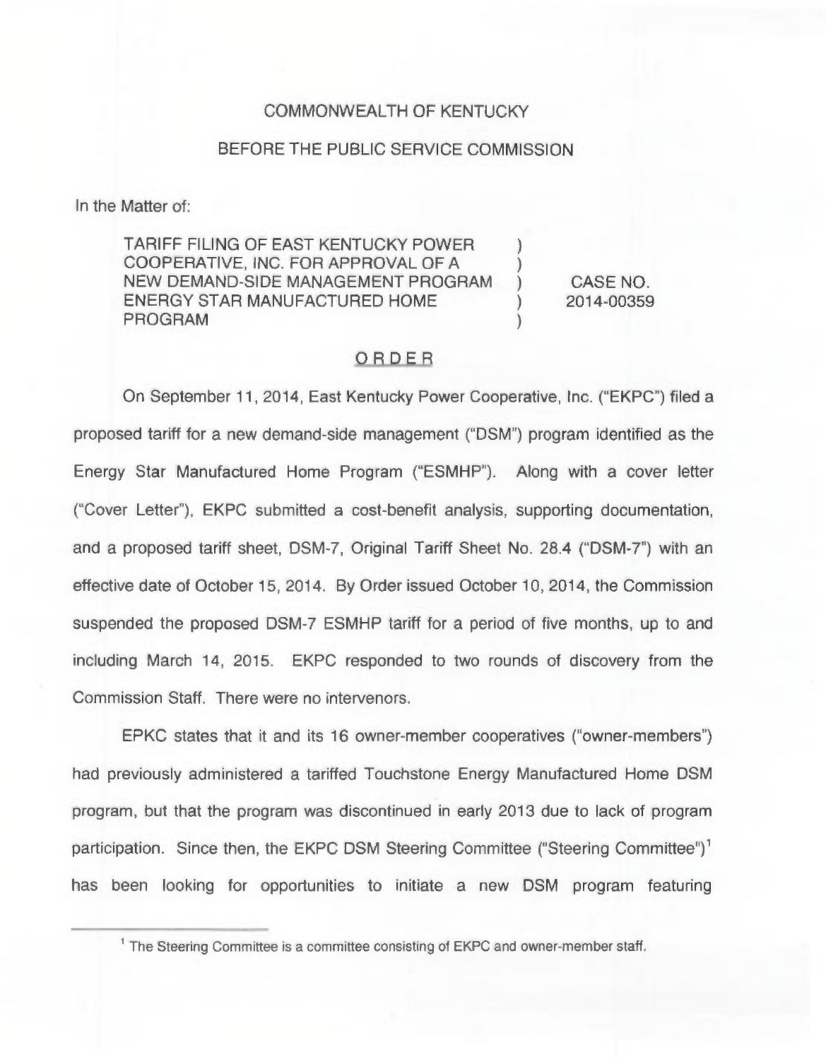COMMONWEALTH OF KENTUCKY

BEFORE THE PUBLIC SERVICE COMMISSION

In the Matter of:

| | | |
|---|---|---|
| TARIFF FILING OF EAST KENTUCKY POWER COOPERATIVE, INC. FOR APPROVAL OF A NEW DEMAND-SIDE MANAGEMENT PROGRAM ENERGY STAR MANUFACTURED HOME PROGRAM | ) ) ) ) ) | CASE NO. 2014-00359 |

## ORDER

On September 11, 2014, East Kentucky Power Cooperative, Inc. ("EKPC") filed a proposed tariff for a new demand-side management ("DSM") program identified as the Energy Star Manufactured Home Program ("ESMHP"). Along with a cover letter ("Cover Letter"), EKPC submitted a cost-benefit analysis, supporting documentation, and a proposed tariff sheet, DSM-7, Original Tariff Sheet No. 28.4 ("DSM-7") with an effective date of October 15, 2014. By Order issued October 10, 2014, the Commission suspended the proposed DSM-7 ESMHP tariff for a period of five months, up to and including March 14, 2015. EKPC responded to two rounds of discovery from the Commission Staff. There were no intervenors.

EPKC states that it and its 16 owner-member cooperatives ("owner-members") had previously administered a tariffed Touchstone Energy Manufactured Home DSM program, but that the program was discontinued in early 2013 due to lack of program participation. Since then, the EKPC DSM Steering Committee ("Steering Committee")[1] has been looking for opportunities to initiate a new DSM program featuring

[1] The Steering Committee is a committee consisting of EKPC and owner-member staff.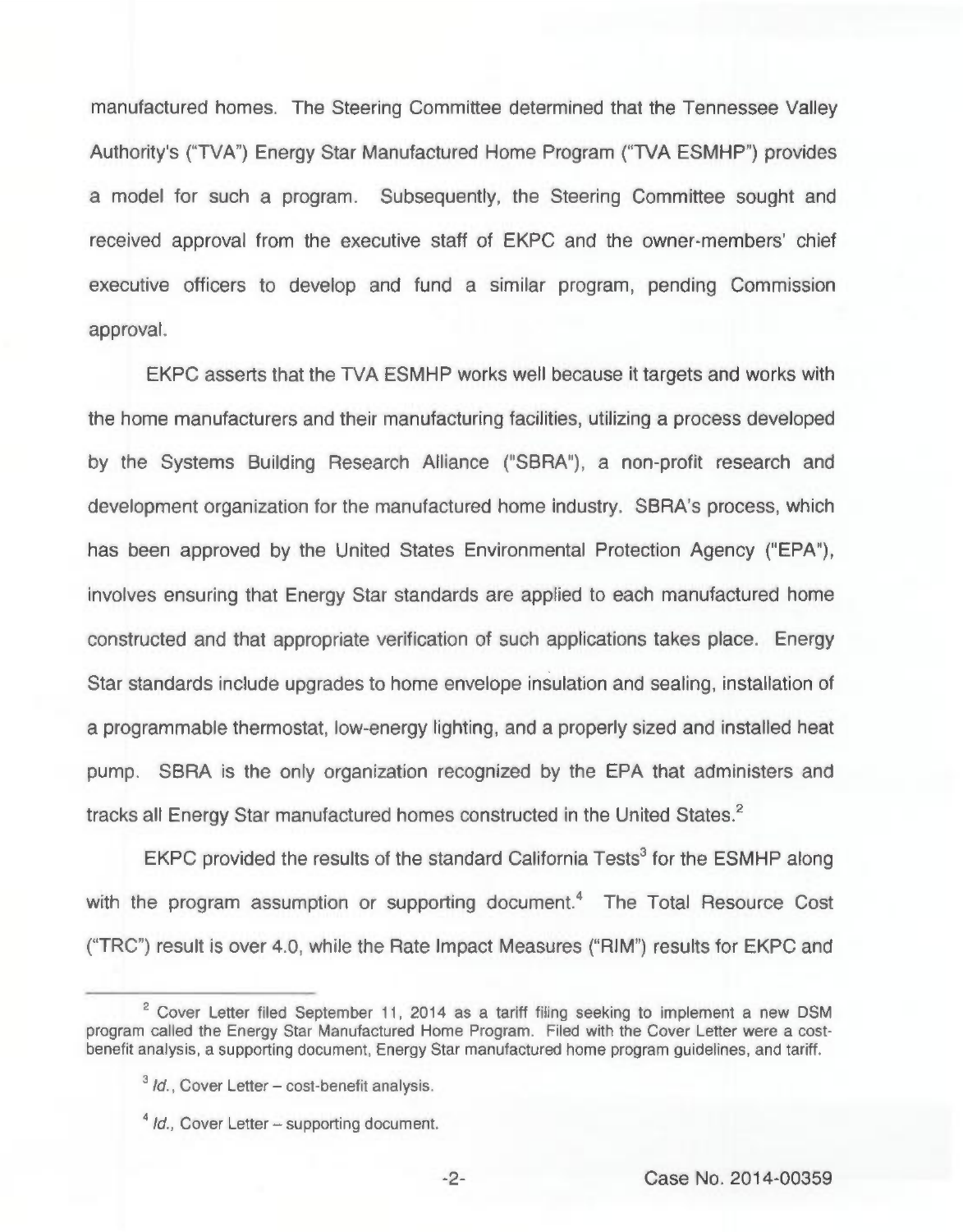manufactured homes. The Steering Committee determined that the Tennessee Valley Authority's ("TVA") Energy Star Manufactured Home Program ("TVA ESMHP") provides a model for such a program. Subsequently, the Steering Committee sought and received approval from the executive staff of EKPC and the owner-members' chief executive officers to develop and fund a similar program, pending Commission approval.

EKPC asserts that the TVA ESMHP works well because it targets and works with the home manufacturers and their manufacturing facilities, utilizing a process developed by the Systems Building Research Alliance ("SBRA"), a non-profit research and development organization for the manufactured home industry. SBRA's process, which has been approved by the United States Environmental Protection Agency ("EPA"), involves ensuring that Energy Star standards are applied to each manufactured home constructed and that appropriate verification of such applications takes place. Energy Star standards include upgrades to home envelope insulation and sealing, installation of a programmable thermostat, low-energy lighting, and a properly sized and installed heat pump. SBRA is the only organization recognized by the EPA that administers and tracks all Energy Star manufactured homes constructed in the United States.[2]

EKPC provided the results of the standard California Tests[3] for the ESMHP along with the program assumption or supporting document.[4] The Total Resource Cost ("TRC") result is over 4.0, while the Rate Impact Measures ("RIM") results for EKPC and

---

[2] Cover Letter filed September 11, 2014 as a tariff filing seeking to implement a new DSM program called the Energy Star Manufactured Home Program. Filed with the Cover Letter were a cost-benefit analysis, a supporting document, Energy Star manufactured home program guidelines, and tariff.

[3] *Id.*, Cover Letter – cost-benefit analysis.

[4] *Id.*, Cover Letter – supporting document.

Case No. 2014-00359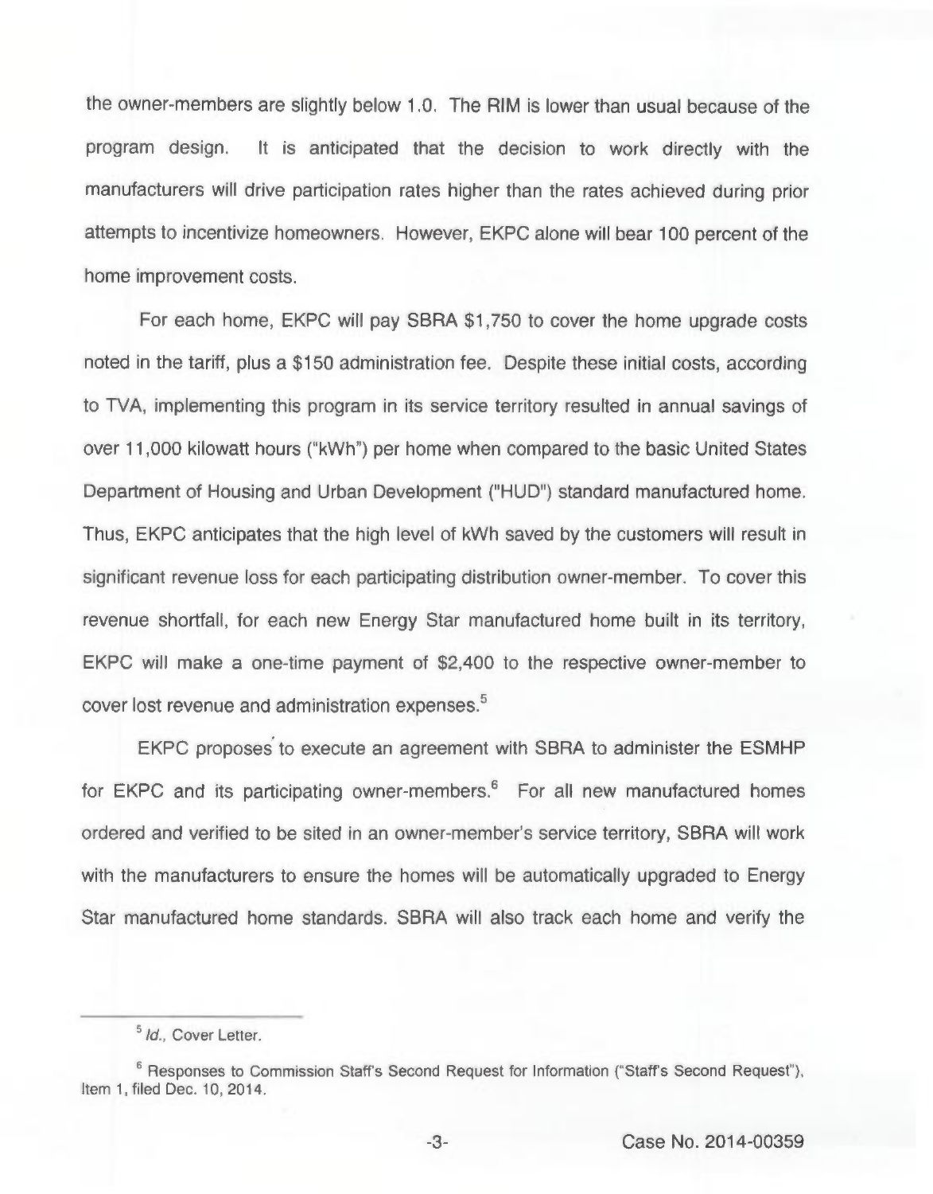the owner-members are slightly below 1.0. The RIM is lower than usual because of the program design. It is anticipated that the decision to work directly with the manufacturers will drive participation rates higher than the rates achieved during prior attempts to incentivize homeowners. However, EKPC alone will bear 100 percent of the home improvement costs.

For each home, EKPC will pay SBRA $1,750 to cover the home upgrade costs noted in the tariff, plus a $150 administration fee. Despite these initial costs, according to TVA, implementing this program in its service territory resulted in annual savings of over 11,000 kilowatt hours ("kWh") per home when compared to the basic United States Department of Housing and Urban Development ("HUD") standard manufactured home. Thus, EKPC anticipates that the high level of kWh saved by the customers will result in significant revenue loss for each participating distribution owner-member. To cover this revenue shortfall, for each new Energy Star manufactured home built in its territory, EKPC will make a one-time payment of $2,400 to the respective owner-member to cover lost revenue and administration expenses.[5]

EKPC proposes to execute an agreement with SBRA to administer the ESMHP for EKPC and its participating owner-members.[6] For all new manufactured homes ordered and verified to be sited in an owner-member's service territory, SBRA will work with the manufacturers to ensure the homes will be automatically upgraded to Energy Star manufactured home standards. SBRA will also track each home and verify the

---

[5] *Id.*, Cover Letter.

[6] Responses to Commission Staff's Second Request for Information ("Staff's Second Request"), Item 1, filed Dec. 10, 2014.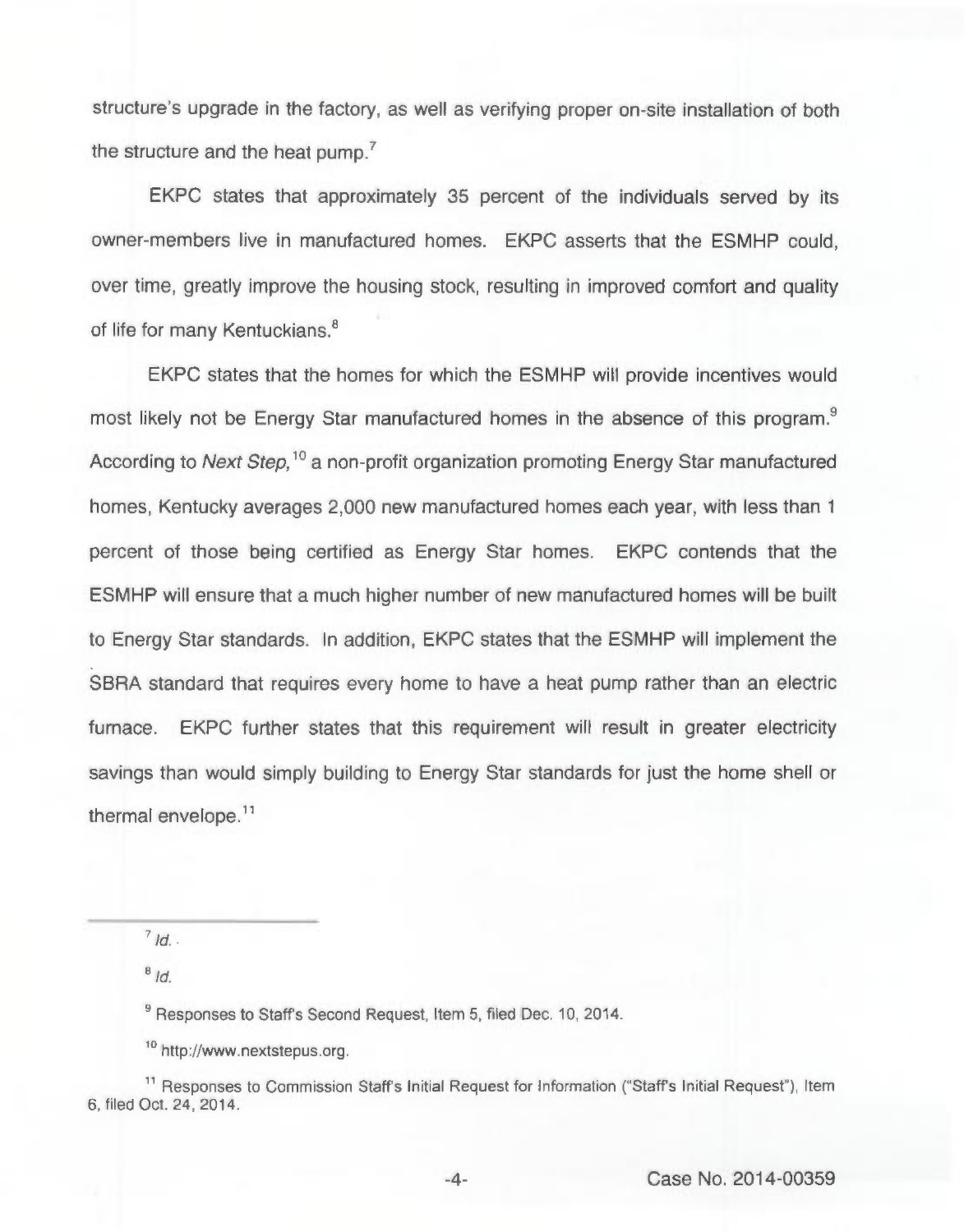structure's upgrade in the factory, as well as verifying proper on-site installation of both the structure and the heat pump.[7]

EKPC states that approximately 35 percent of the individuals served by its owner-members live in manufactured homes. EKPC asserts that the ESMHP could, over time, greatly improve the housing stock, resulting in improved comfort and quality of life for many Kentuckians.[8]

EKPC states that the homes for which the ESMHP will provide incentives would most likely not be Energy Star manufactured homes in the absence of this program.[9] According to *Next Step,*[10] a non-profit organization promoting Energy Star manufactured homes, Kentucky averages 2,000 new manufactured homes each year, with less than 1 percent of those being certified as Energy Star homes. EKPC contends that the ESMHP will ensure that a much higher number of new manufactured homes will be built to Energy Star standards. In addition, EKPC states that the ESMHP will implement the SBRA standard that requires every home to have a heat pump rather than an electric furnace. EKPC further states that this requirement will result in greater electricity savings than would simply building to Energy Star standards for just the home shell or thermal envelope.[11]

---

[7] *Id.*

[8] *Id.*

[9] Responses to Staff's Second Request, Item 5, filed Dec. 10, 2014.

[10] http://www.nextstepus.org.

[11] Responses to Commission Staff's Initial Request for Information ("Staff's Initial Request"), Item 6, filed Oct. 24, 2014.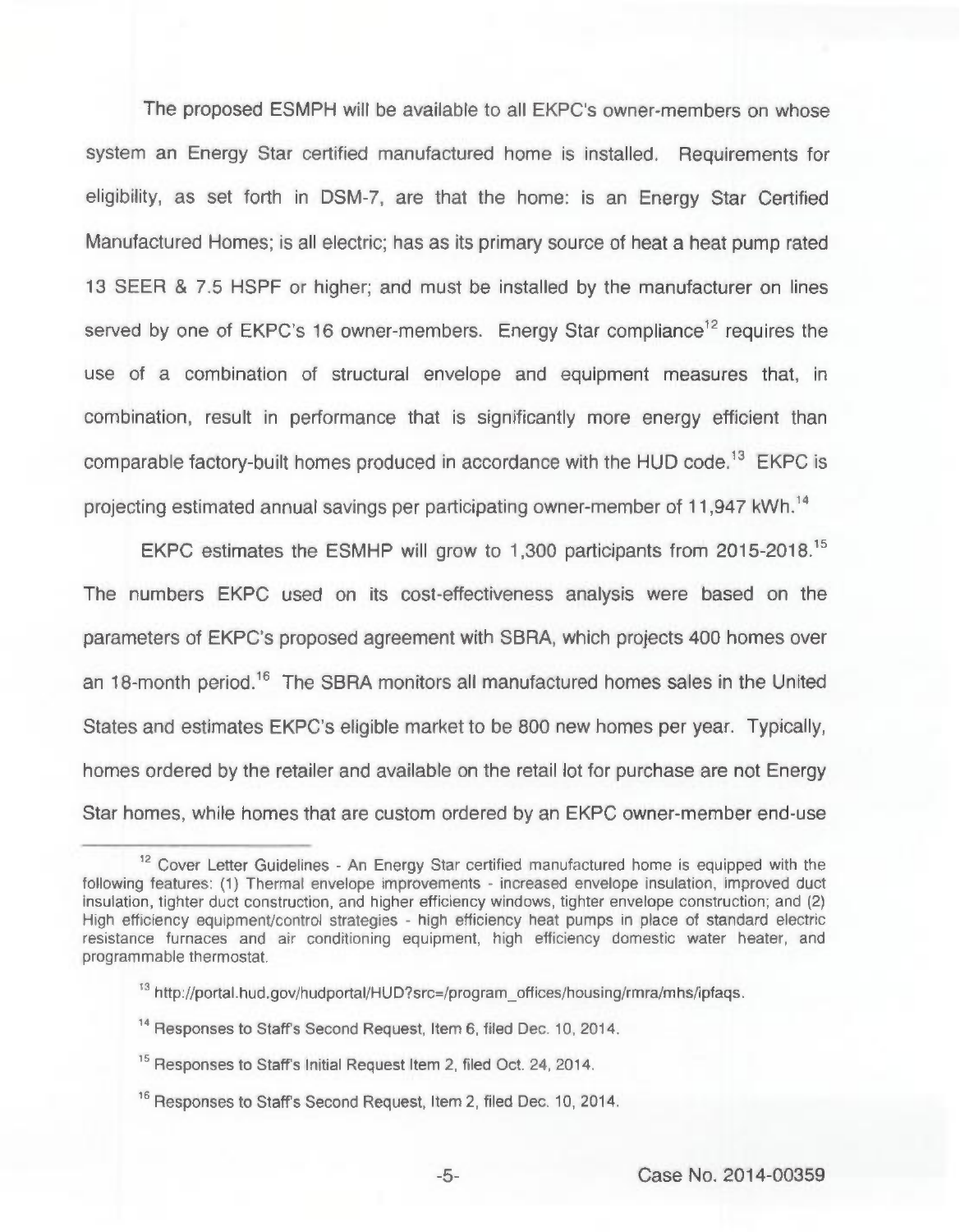The proposed ESMPH will be available to all EKPC's owner-members on whose system an Energy Star certified manufactured home is installed. Requirements for eligibility, as set forth in DSM-7, are that the home: is an Energy Star Certified Manufactured Homes; is all electric; has as its primary source of heat a heat pump rated 13 SEER & 7.5 HSPF or higher; and must be installed by the manufacturer on lines served by one of EKPC's 16 owner-members. Energy Star compliance[12] requires the use of a combination of structural envelope and equipment measures that, in combination, result in performance that is significantly more energy efficient than comparable factory-built homes produced in accordance with the HUD code.[13] EKPC is projecting estimated annual savings per participating owner-member of 11,947 kWh.[14]

EKPC estimates the ESMHP will grow to 1,300 participants from 2015-2018.[15] The numbers EKPC used on its cost-effectiveness analysis were based on the parameters of EKPC's proposed agreement with SBRA, which projects 400 homes over an 18-month period.[16] The SBRA monitors all manufactured homes sales in the United States and estimates EKPC's eligible market to be 800 new homes per year. Typically, homes ordered by the retailer and available on the retail lot for purchase are not Energy Star homes, while homes that are custom ordered by an EKPC owner-member end-use

---

[12] Cover Letter Guidelines - An Energy Star certified manufactured home is equipped with the following features: (1) Thermal envelope improvements - increased envelope insulation, improved duct insulation, tighter duct construction, and higher efficiency windows, tighter envelope construction; and (2) High efficiency equipment/control strategies - high efficiency heat pumps in place of standard electric resistance furnaces and air conditioning equipment, high efficiency domestic water heater, and programmable thermostat.

[13] http://portal.hud.gov/hudportal/HUD?src=/program_offices/housing/rmra/mhs/ipfaqs.

[14] Responses to Staff's Second Request, Item 6, filed Dec. 10, 2014.

[15] Responses to Staff's Initial Request Item 2, filed Oct. 24, 2014.

[16] Responses to Staff's Second Request, Item 2, filed Dec. 10, 2014.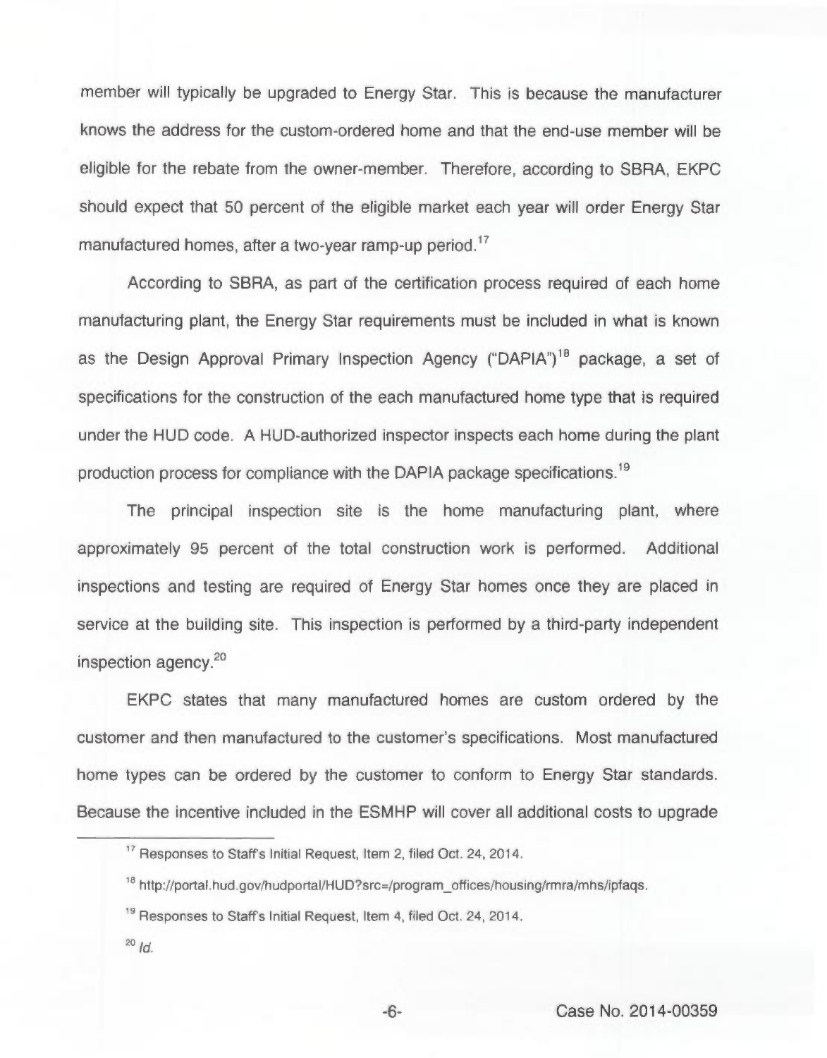member will typically be upgraded to Energy Star. This is because the manufacturer knows the address for the custom-ordered home and that the end-use member will be eligible for the rebate from the owner-member. Therefore, according to SBRA, EKPC should expect that 50 percent of the eligible market each year will order Energy Star manufactured homes, after a two-year ramp-up period.[17]

According to SBRA, as part of the certification process required of each home manufacturing plant, the Energy Star requirements must be included in what is known as the Design Approval Primary Inspection Agency ("DAPIA")[18] package, a set of specifications for the construction of the each manufactured home type that is required under the HUD code. A HUD-authorized inspector inspects each home during the plant production process for compliance with the DAPIA package specifications.[19]

The principal inspection site is the home manufacturing plant, where approximately 95 percent of the total construction work is performed. Additional inspections and testing are required of Energy Star homes once they are placed in service at the building site. This inspection is performed by a third-party independent inspection agency.[20]

EKPC states that many manufactured homes are custom ordered by the customer and then manufactured to the customer's specifications. Most manufactured home types can be ordered by the customer to conform to Energy Star standards. Because the incentive included in the ESMHP will cover all additional costs to upgrade

---

[17] Responses to Staff's Initial Request, Item 2, filed Oct. 24, 2014.

[18] http://portal.hud.gov/hudportal/HUD?src=/program_offices/housing/rmra/mhs/ipfaqs.

[19] Responses to Staff's Initial Request, Item 4, filed Oct. 24, 2014.

[20] *Id.*

Case No. 2014-00359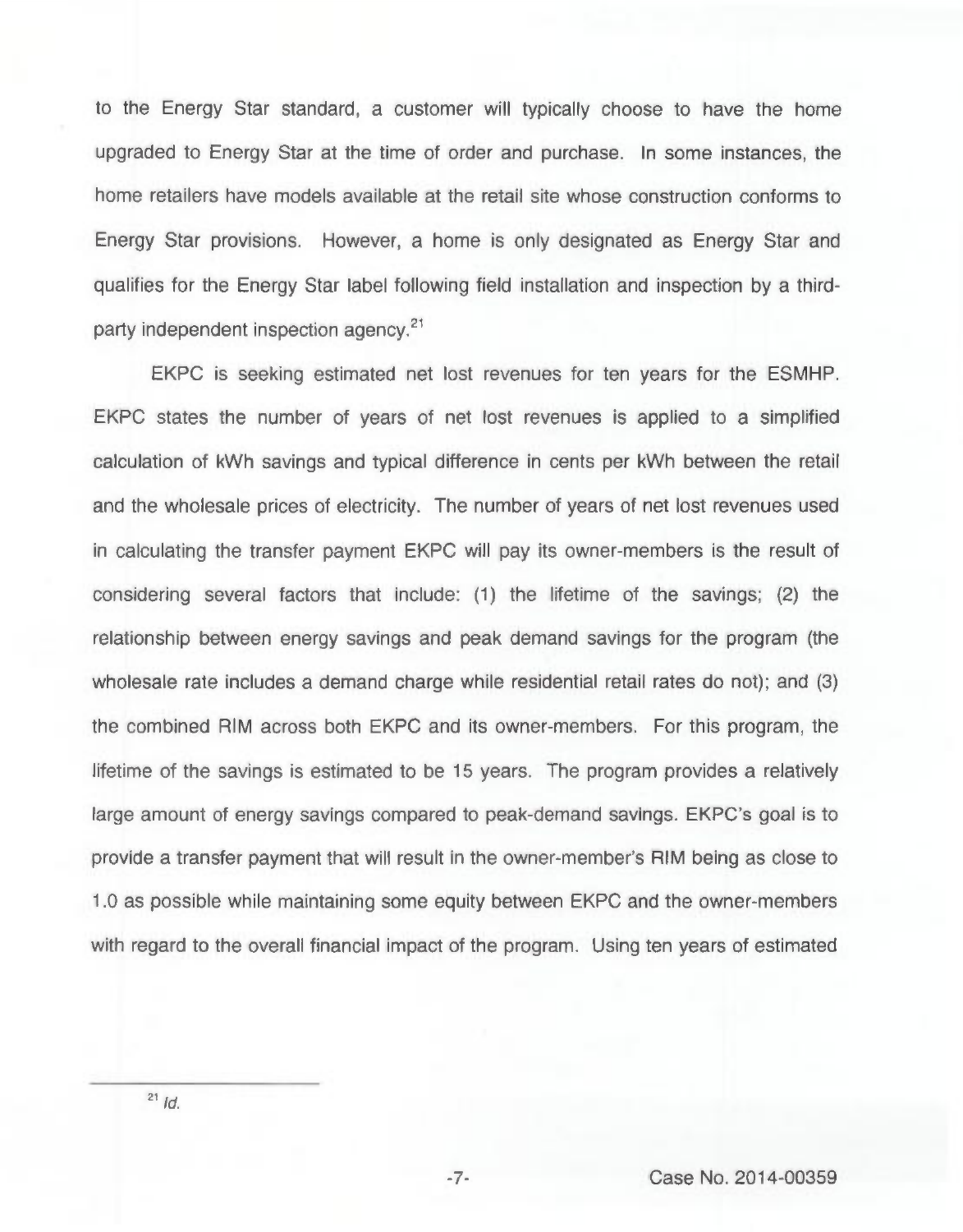to the Energy Star standard, a customer will typically choose to have the home upgraded to Energy Star at the time of order and purchase. In some instances, the home retailers have models available at the retail site whose construction conforms to Energy Star provisions. However, a home is only designated as Energy Star and qualifies for the Energy Star label following field installation and inspection by a third-party independent inspection agency.[21]

EKPC is seeking estimated net lost revenues for ten years for the ESMHP. EKPC states the number of years of net lost revenues is applied to a simplified calculation of kWh savings and typical difference in cents per kWh between the retail and the wholesale prices of electricity. The number of years of net lost revenues used in calculating the transfer payment EKPC will pay its owner-members is the result of considering several factors that include: (1) the lifetime of the savings; (2) the relationship between energy savings and peak demand savings for the program (the wholesale rate includes a demand charge while residential retail rates do not); and (3) the combined RIM across both EKPC and its owner-members. For this program, the lifetime of the savings is estimated to be 15 years. The program provides a relatively large amount of energy savings compared to peak-demand savings. EKPC's goal is to provide a transfer payment that will result in the owner-member's RIM being as close to 1.0 as possible while maintaining some equity between EKPC and the owner-members with regard to the overall financial impact of the program. Using ten years of estimated

---

[21] *Id.*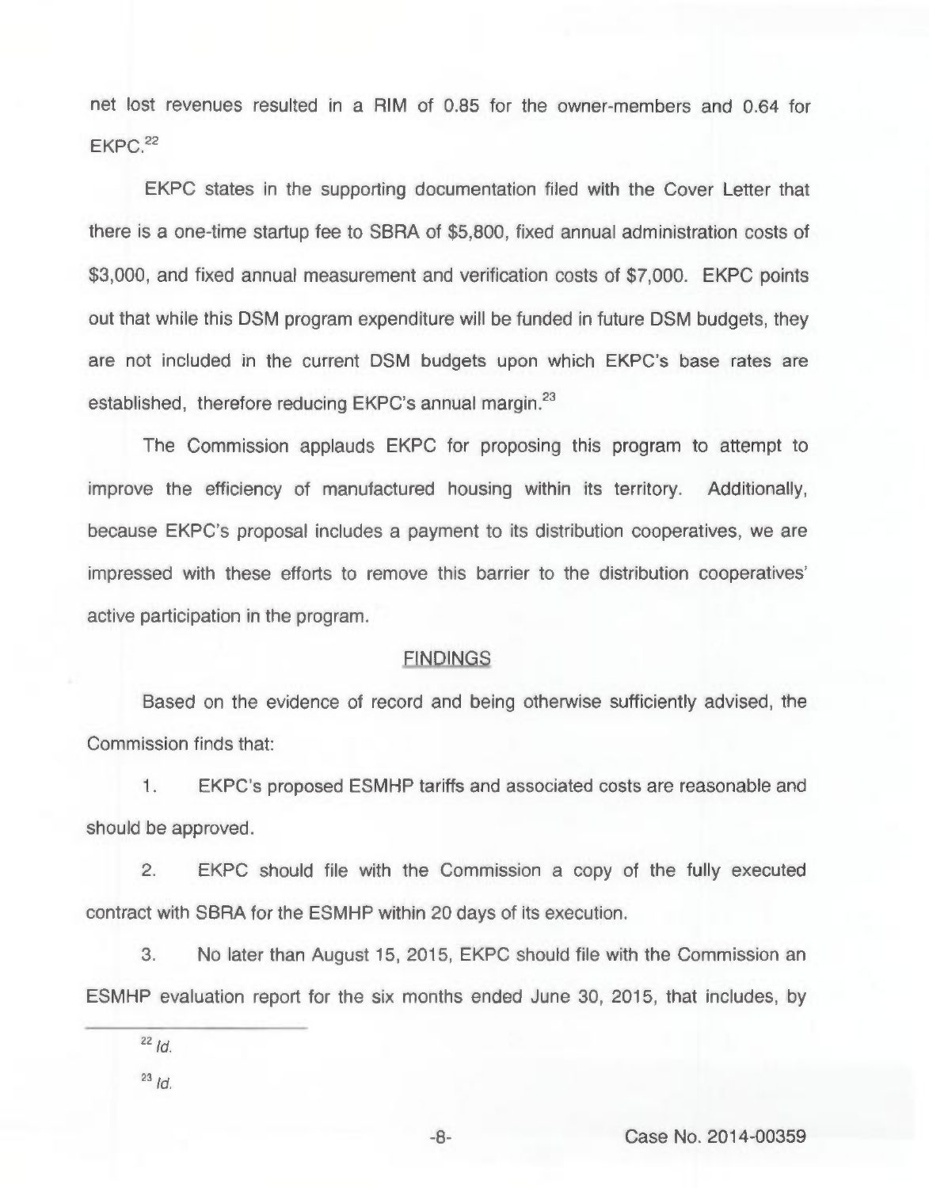net lost revenues resulted in a RIM of 0.85 for the owner-members and 0.64 for EKPC.[22]

EKPC states in the supporting documentation filed with the Cover Letter that there is a one-time startup fee to SBRA of $5,800, fixed annual administration costs of $3,000, and fixed annual measurement and verification costs of $7,000. EKPC points out that while this DSM program expenditure will be funded in future DSM budgets, they are not included in the current DSM budgets upon which EKPC's base rates are established, therefore reducing EKPC's annual margin.[23]

The Commission applauds EKPC for proposing this program to attempt to improve the efficiency of manufactured housing within its territory. Additionally, because EKPC's proposal includes a payment to its distribution cooperatives, we are impressed with these efforts to remove this barrier to the distribution cooperatives' active participation in the program.

## FINDINGS

Based on the evidence of record and being otherwise sufficiently advised, the Commission finds that:

1. EKPC's proposed ESMHP tariffs and associated costs are reasonable and should be approved.

2. EKPC should file with the Commission a copy of the fully executed contract with SBRA for the ESMHP within 20 days of its execution.

3. No later than August 15, 2015, EKPC should file with the Commission an ESMHP evaluation report for the six months ended June 30, 2015, that includes, by

[22] *Id.*

[23] *Id.*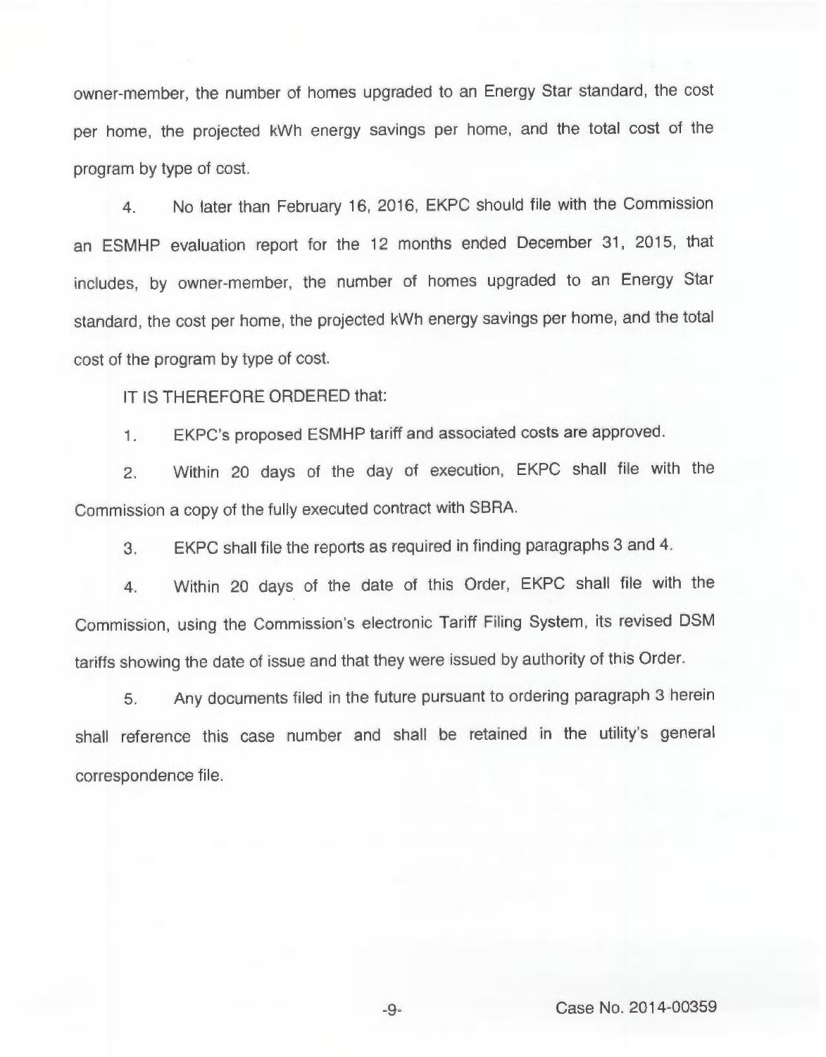owner-member, the number of homes upgraded to an Energy Star standard, the cost per home, the projected kWh energy savings per home, and the total cost of the program by type of cost.

4. No later than February 16, 2016, EKPC should file with the Commission an ESMHP evaluation report for the 12 months ended December 31, 2015, that includes, by owner-member, the number of homes upgraded to an Energy Star standard, the cost per home, the projected kWh energy savings per home, and the total cost of the program by type of cost.

IT IS THEREFORE ORDERED that:

1. EKPC's proposed ESMHP tariff and associated costs are approved.

2. Within 20 days of the day of execution, EKPC shall file with the Commission a copy of the fully executed contract with SBRA.

3. EKPC shall file the reports as required in finding paragraphs 3 and 4.

4. Within 20 days of the date of this Order, EKPC shall file with the Commission, using the Commission's electronic Tariff Filing System, its revised DSM tariffs showing the date of issue and that they were issued by authority of this Order.

5. Any documents filed in the future pursuant to ordering paragraph 3 herein shall reference this case number and shall be retained in the utility's general correspondence file.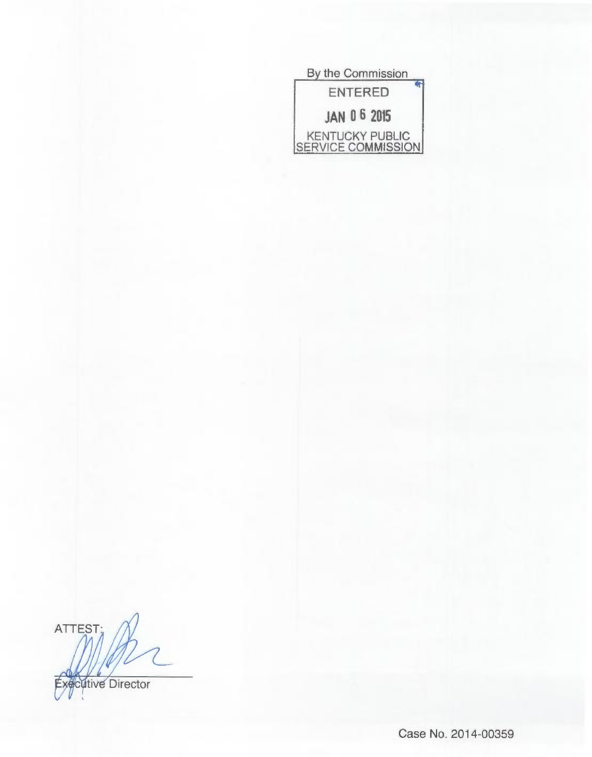By the Commission

ENTERED

JAN 06 2015

KENTUCKY PUBLIC SERVICE COMMISSION

ATTEST:

Executive Director

Case No. 2014-00359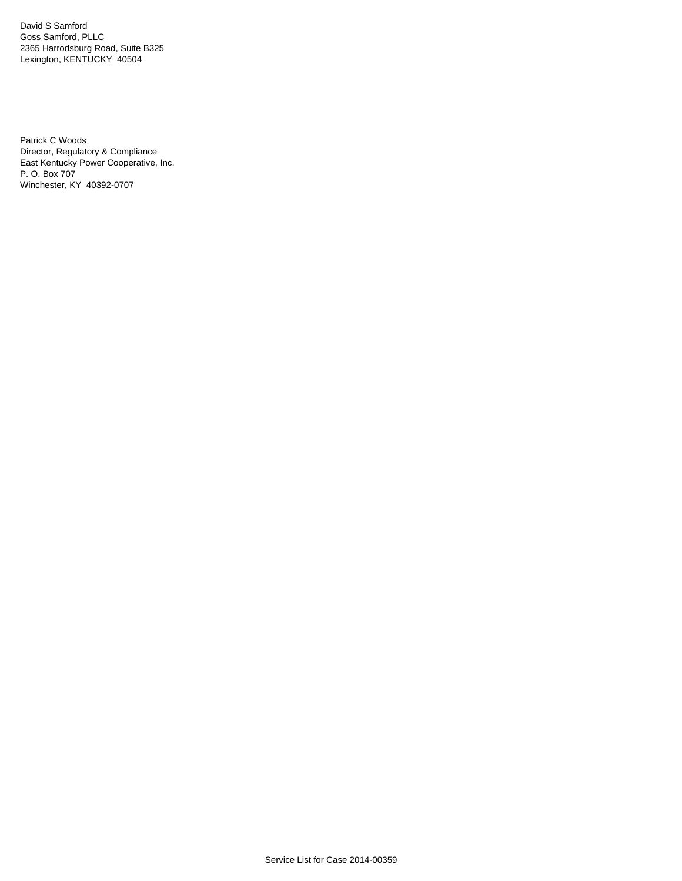David S Samford
Goss Samford, PLLC
2365 Harrodsburg Road, Suite B325
Lexington, KENTUCKY 40504

Patrick C Woods
Director, Regulatory & Compliance
East Kentucky Power Cooperative, Inc.
P. O. Box 707
Winchester, KY 40392-0707